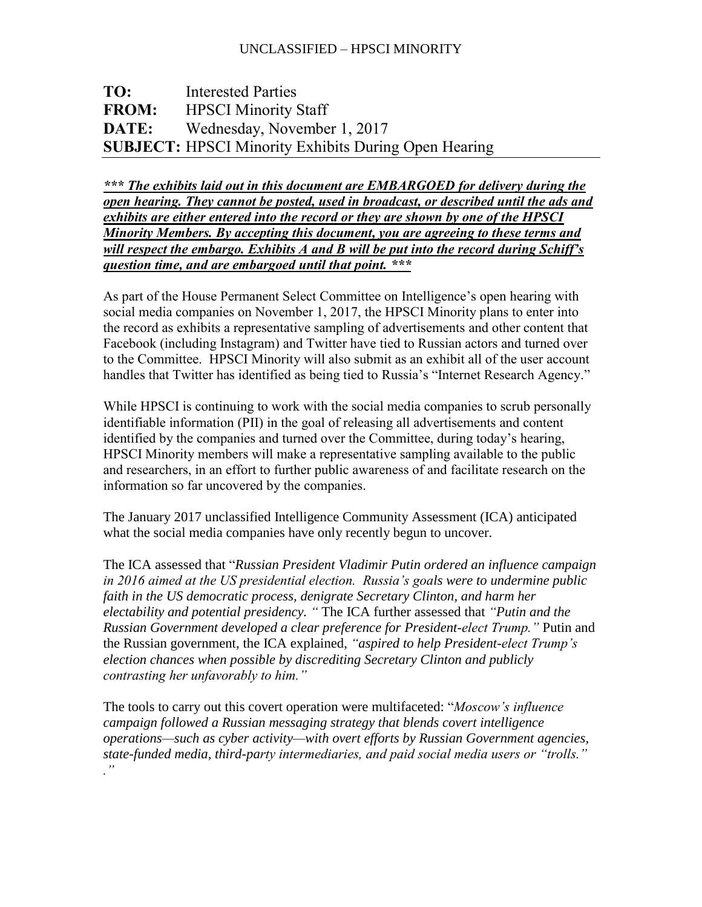UNCLASSIFIED – HPSCI MINORITY

**TO:** Interested Parties
**FROM:** HPSCI Minority Staff
**DATE:** Wednesday, November 1, 2017
**SUBJECT:** HPSCI Minority Exhibits During Open Hearing

***\*\*\* The exhibits laid out in this document are EMBARGOED for delivery during the open hearing. They cannot be posted, used in broadcast, or described until the ads and exhibits are either entered into the record or they are shown by one of the HPSCI Minority Members. By accepting this document, you are agreeing to these terms and will respect the embargo. Exhibits A and B will be put into the record during Schiff's question time, and are embargoed until that point. \*\*\****

As part of the House Permanent Select Committee on Intelligence's open hearing with social media companies on November 1, 2017, the HPSCI Minority plans to enter into the record as exhibits a representative sampling of advertisements and other content that Facebook (including Instagram) and Twitter have tied to Russian actors and turned over to the Committee. HPSCI Minority will also submit as an exhibit all of the user account handles that Twitter has identified as being tied to Russia's "Internet Research Agency."

While HPSCI is continuing to work with the social media companies to scrub personally identifiable information (PII) in the goal of releasing all advertisements and content identified by the companies and turned over the Committee, during today's hearing, HPSCI Minority members will make a representative sampling available to the public and researchers, in an effort to further public awareness of and facilitate research on the information so far uncovered by the companies.

The January 2017 unclassified Intelligence Community Assessment (ICA) anticipated what the social media companies have only recently begun to uncover.

The ICA assessed that "*Russian President Vladimir Putin ordered an influence campaign in 2016 aimed at the US presidential election. Russia's goals were to undermine public faith in the US democratic process, denigrate Secretary Clinton, and harm her electability and potential presidency. "* The ICA further assessed that *"Putin and the Russian Government developed a clear preference for President-elect Trump."* Putin and the Russian government, the ICA explained, *"aspired to help President-elect Trump's election chances when possible by discrediting Secretary Clinton and publicly contrasting her unfavorably to him."*

The tools to carry out this covert operation were multifaceted: "*Moscow's influence campaign followed a Russian messaging strategy that blends covert intelligence operations—such as cyber activity—with overt efforts by Russian Government agencies, state-funded media, third-party intermediaries, and paid social media users or "trolls." ."*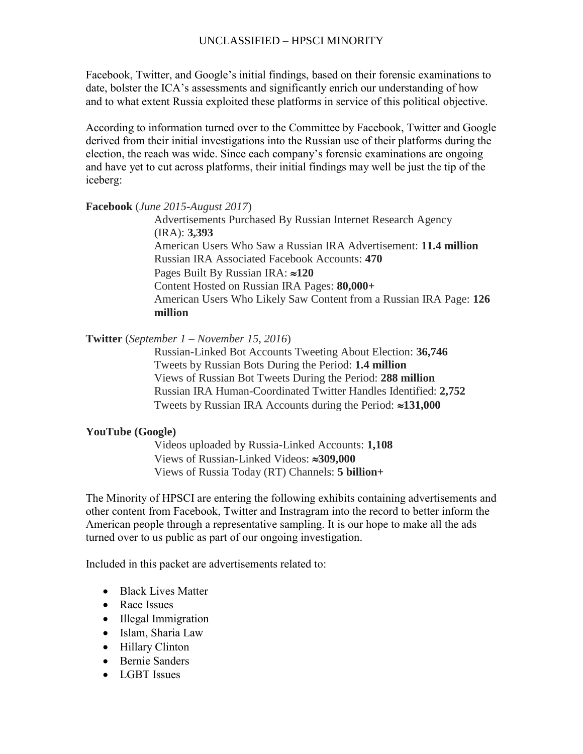Facebook, Twitter, and Google's initial findings, based on their forensic examinations to date, bolster the ICA's assessments and significantly enrich our understanding of how and to what extent Russia exploited these platforms in service of this political objective.

According to information turned over to the Committee by Facebook, Twitter and Google derived from their initial investigations into the Russian use of their platforms during the election, the reach was wide. Since each company's forensic examinations are ongoing and have yet to cut across platforms, their initial findings may well be just the tip of the iceberg:

**Facebook** (*June 2015-August 2017*)

Advertisements Purchased By Russian Internet Research Agency (IRA): **3,393**
American Users Who Saw a Russian IRA Advertisement: **11.4 million**
Russian IRA Associated Facebook Accounts: **470**
Pages Built By Russian IRA: **≈120**
Content Hosted on Russian IRA Pages: **80,000+**
American Users Who Likely Saw Content from a Russian IRA Page: **126 million**

**Twitter** (*September 1 – November 15, 2016*)

Russian-Linked Bot Accounts Tweeting About Election: **36,746**
Tweets by Russian Bots During the Period: **1.4 million**
Views of Russian Bot Tweets During the Period: **288 million**
Russian IRA Human-Coordinated Twitter Handles Identified: **2,752**
Tweets by Russian IRA Accounts during the Period: **≈131,000**

**YouTube (Google)**

Videos uploaded by Russia-Linked Accounts: **1,108**
Views of Russian-Linked Videos: **≈309,000**
Views of Russia Today (RT) Channels: **5 billion+**

The Minority of HPSCI are entering the following exhibits containing advertisements and other content from Facebook, Twitter and Instragram into the record to better inform the American people through a representative sampling. It is our hope to make all the ads turned over to us public as part of our ongoing investigation.

Included in this packet are advertisements related to:

- Black Lives Matter
- Race Issues
- Illegal Immigration
- Islam, Sharia Law
- Hillary Clinton
- Bernie Sanders
- LGBT Issues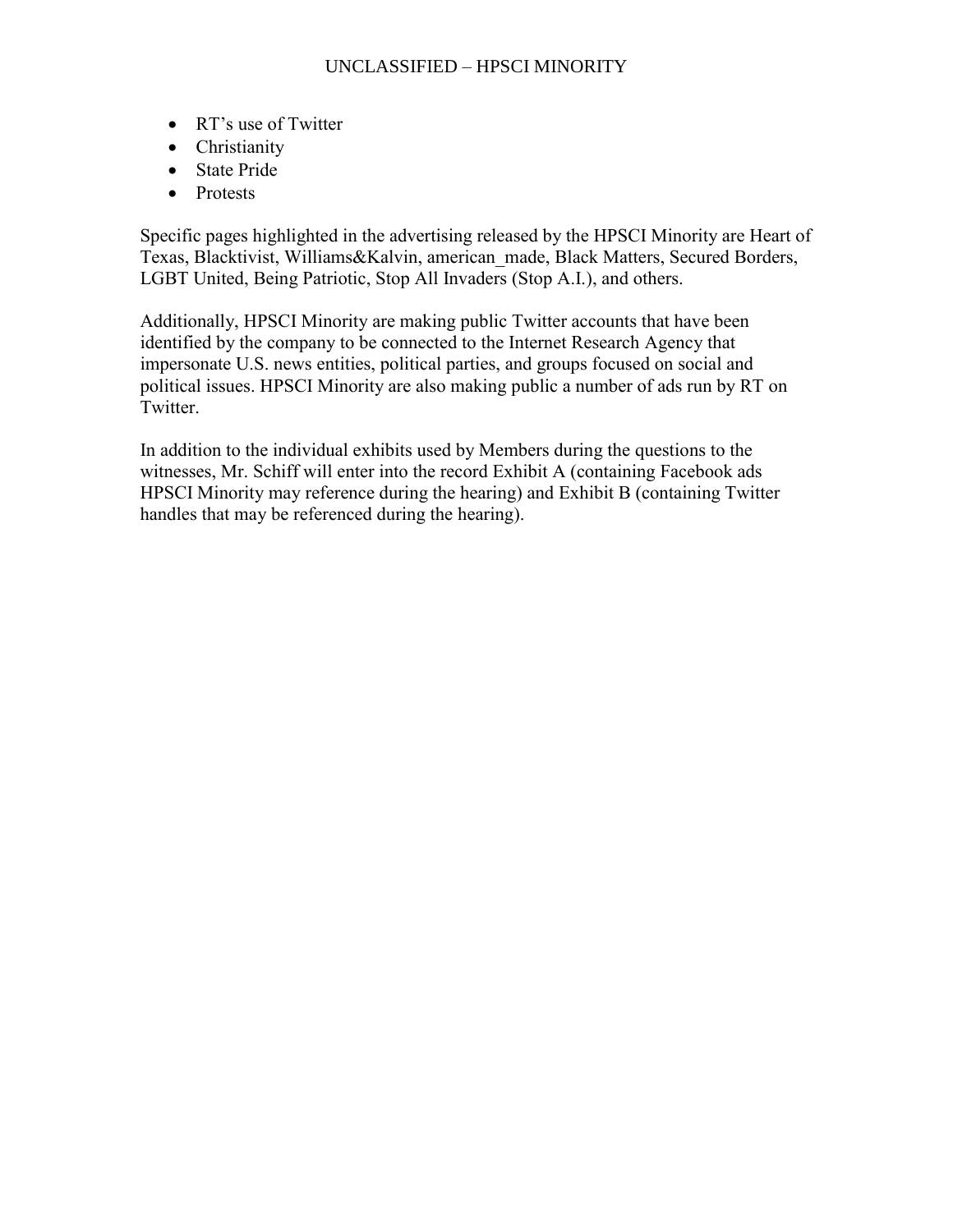- RT's use of Twitter
- Christianity
- State Pride
- Protests

Specific pages highlighted in the advertising released by the HPSCI Minority are Heart of Texas, Blacktivist, Williams&Kalvin, american_made, Black Matters, Secured Borders, LGBT United, Being Patriotic, Stop All Invaders (Stop A.I.), and others.

Additionally, HPSCI Minority are making public Twitter accounts that have been identified by the company to be connected to the Internet Research Agency that impersonate U.S. news entities, political parties, and groups focused on social and political issues. HPSCI Minority are also making public a number of ads run by RT on Twitter.

In addition to the individual exhibits used by Members during the questions to the witnesses, Mr. Schiff will enter into the record Exhibit A (containing Facebook ads HPSCI Minority may reference during the hearing) and Exhibit B (containing Twitter handles that may be referenced during the hearing).